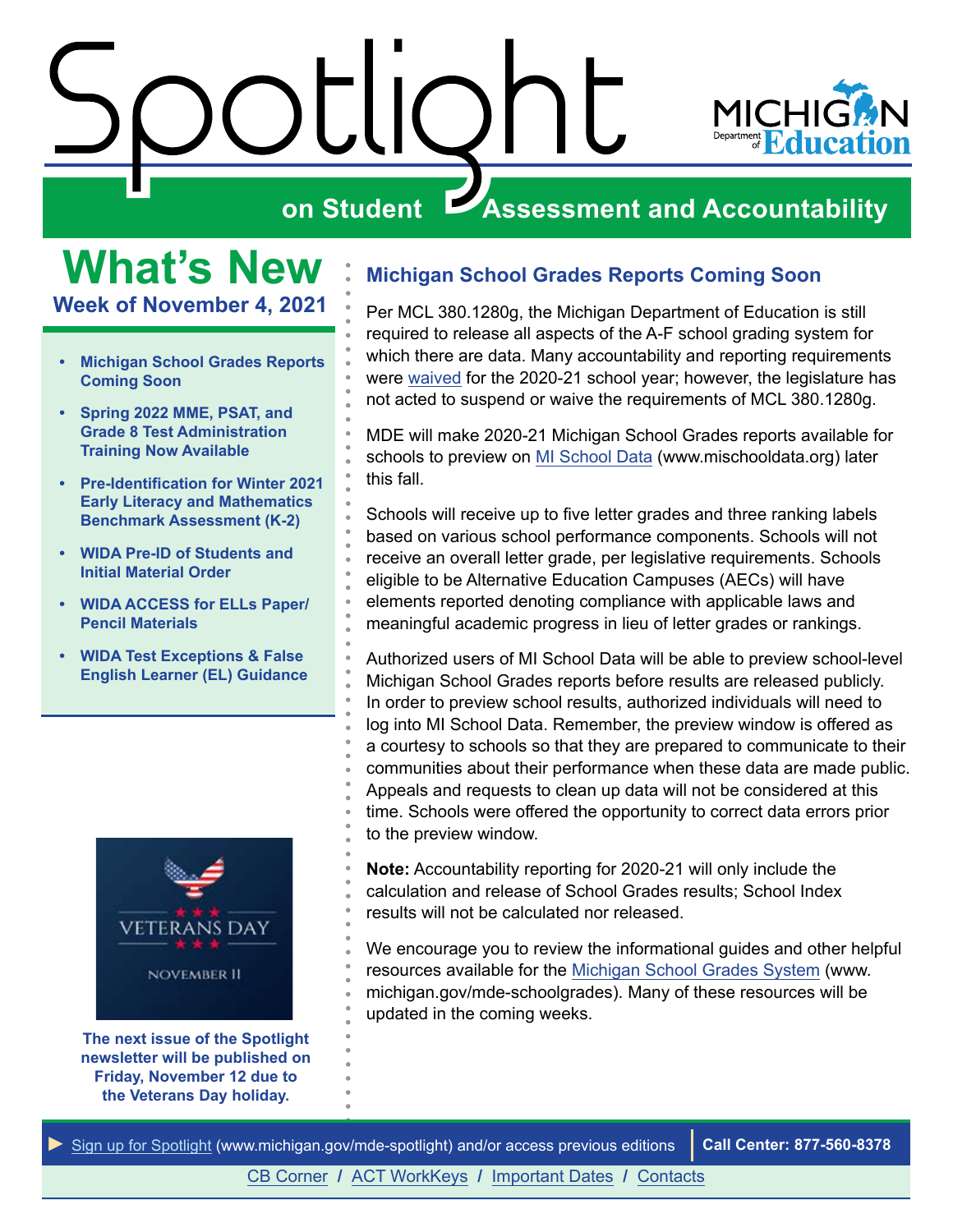# Spotlight on Student Assessment and Accountability

MICHIGAN Department of Education

## What's New
### Week of November 4, 2021

- Michigan School Grades Reports Coming Soon
- Spring 2022 MME, PSAT, and Grade 8 Test Administration Training Now Available
- Pre-Identification for Winter 2021 Early Literacy and Mathematics Benchmark Assessment (K-2)
- WIDA Pre-ID of Students and Initial Material Order
- WIDA ACCESS for ELLs Paper/ Pencil Materials
- WIDA Test Exceptions & False English Learner (EL) Guidance

VETERANS DAY
NOVEMBER 11

**The next issue of the Spotlight newsletter will be published on Friday, November 12 due to the Veterans Day holiday.**

## Michigan School Grades Reports Coming Soon

Per MCL 380.1280g, the Michigan Department of Education is still required to release all aspects of the A-F school grading system for which there are data. Many accountability and reporting requirements were waived for the 2020-21 school year; however, the legislature has not acted to suspend or waive the requirements of MCL 380.1280g.

MDE will make 2020-21 Michigan School Grades reports available for schools to preview on MI School Data (www.mischooldata.org) later this fall.

Schools will receive up to five letter grades and three ranking labels based on various school performance components. Schools will not receive an overall letter grade, per legislative requirements. Schools eligible to be Alternative Education Campuses (AECs) will have elements reported denoting compliance with applicable laws and meaningful academic progress in lieu of letter grades or rankings.

Authorized users of MI School Data will be able to preview school-level Michigan School Grades reports before results are released publicly. In order to preview school results, authorized individuals will need to log into MI School Data. Remember, the preview window is offered as a courtesy to schools so that they are prepared to communicate to their communities about their performance when these data are made public. Appeals and requests to clean up data will not be considered at this time. Schools were offered the opportunity to correct data errors prior to the preview window.

**Note:** Accountability reporting for 2020-21 will only include the calculation and release of School Grades results; School Index results will not be calculated nor released.

We encourage you to review the informational guides and other helpful resources available for the Michigan School Grades System (www.michigan.gov/mde-schoolgrades). Many of these resources will be updated in the coming weeks.

► Sign up for Spotlight (www.michigan.gov/mde-spotlight) and/or access previous editions | **Call Center: 877-560-8378**

CB Corner / ACT WorkKeys / Important Dates / Contacts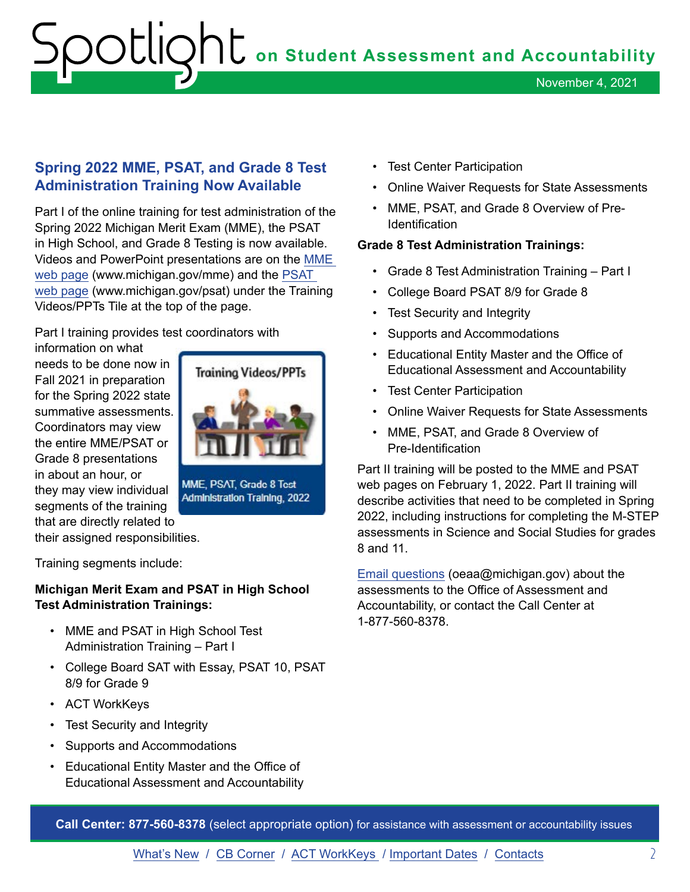## Spring 2022 MME, PSAT, and Grade 8 Test Administration Training Now Available

Part I of the online training for test administration of the Spring 2022 Michigan Merit Exam (MME), the PSAT in High School, and Grade 8 Testing is now available. Videos and PowerPoint presentations are on the MME web page (www.michigan.gov/mme) and the PSAT web page (www.michigan.gov/psat) under the Training Videos/PPTs Tile at the top of the page.

Part I training provides test coordinators with information on what needs to be done now in Fall 2021 in preparation for the Spring 2022 state summative assessments. Coordinators may view the entire MME/PSAT or Grade 8 presentations in about an hour, or they may view individual segments of the training that are directly related to their assigned responsibilities.

Training Videos/PPTs

MME, PSAT, Grade 8 Test Administration Training, 2022

Training segments include:

**Michigan Merit Exam and PSAT in High School Test Administration Trainings:**

- MME and PSAT in High School Test Administration Training – Part I
- College Board SAT with Essay, PSAT 10, PSAT 8/9 for Grade 9
- ACT WorkKeys
- Test Security and Integrity
- Supports and Accommodations
- Educational Entity Master and the Office of Educational Assessment and Accountability
- Test Center Participation
- Online Waiver Requests for State Assessments
- MME, PSAT, and Grade 8 Overview of Pre-Identification

**Grade 8 Test Administration Trainings:**

- Grade 8 Test Administration Training – Part I
- College Board PSAT 8/9 for Grade 8
- Test Security and Integrity
- Supports and Accommodations
- Educational Entity Master and the Office of Educational Assessment and Accountability
- Test Center Participation
- Online Waiver Requests for State Assessments
- MME, PSAT, and Grade 8 Overview of Pre-Identification

Part II training will be posted to the MME and PSAT web pages on February 1, 2022. Part II training will describe activities that need to be completed in Spring 2022, including instructions for completing the M-STEP assessments in Science and Social Studies for grades 8 and 11.

Email questions (oeaa@michigan.gov) about the assessments to the Office of Assessment and Accountability, or contact the Call Center at 1-877-560-8378.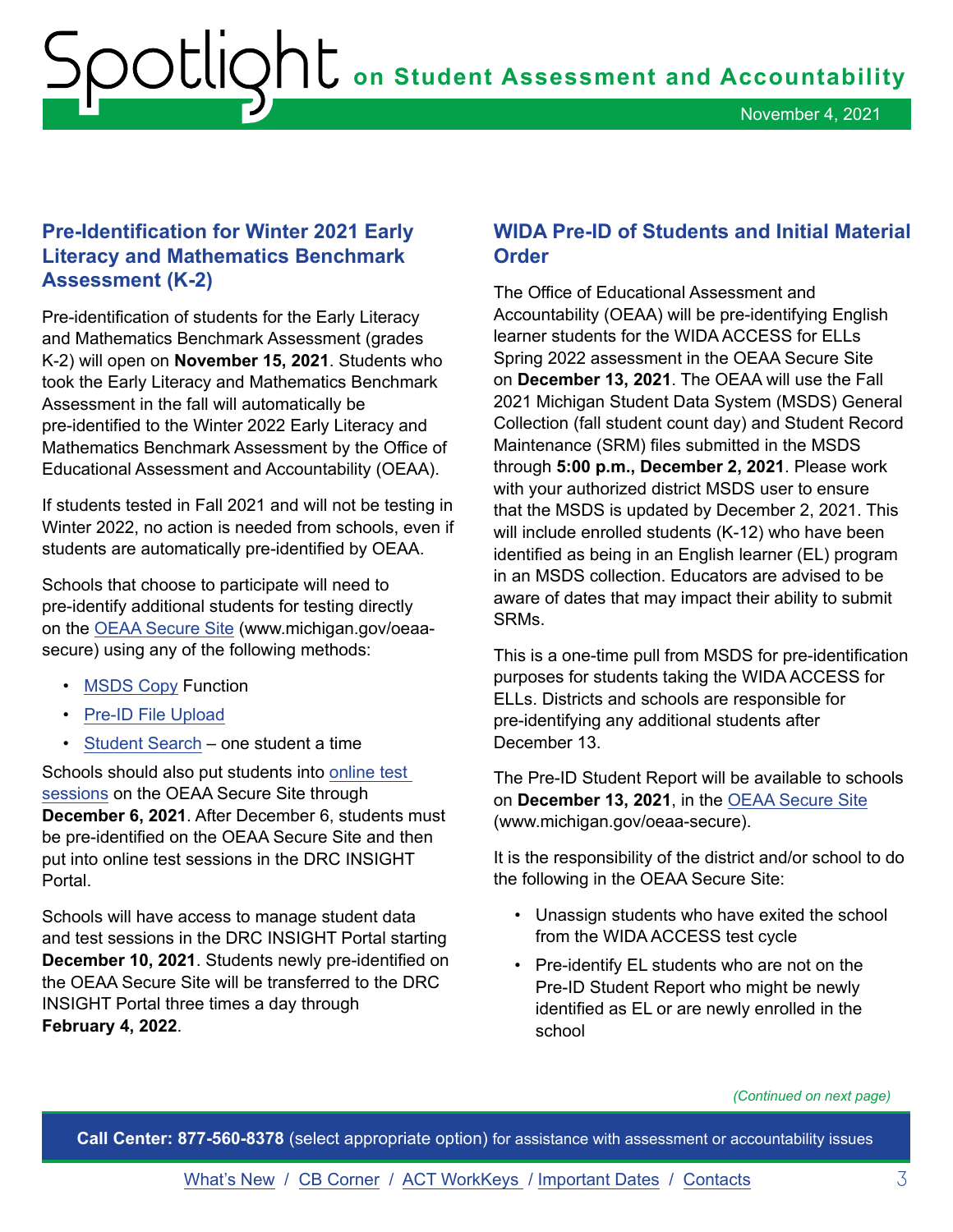## Pre-Identification for Winter 2021 Early Literacy and Mathematics Benchmark Assessment (K-2)

Pre-identification of students for the Early Literacy and Mathematics Benchmark Assessment (grades K-2) will open on **November 15, 2021**. Students who took the Early Literacy and Mathematics Benchmark Assessment in the fall will automatically be pre-identified to the Winter 2022 Early Literacy and Mathematics Benchmark Assessment by the Office of Educational Assessment and Accountability (OEAA).

If students tested in Fall 2021 and will not be testing in Winter 2022, no action is needed from schools, even if students are automatically pre-identified by OEAA.

Schools that choose to participate will need to pre-identify additional students for testing directly on the OEAA Secure Site (www.michigan.gov/oeaa-secure) using any of the following methods:

- MSDS Copy Function
- Pre-ID File Upload
- Student Search – one student a time

Schools should also put students into online test sessions on the OEAA Secure Site through **December 6, 2021**. After December 6, students must be pre-identified on the OEAA Secure Site and then put into online test sessions in the DRC INSIGHT Portal.

Schools will have access to manage student data and test sessions in the DRC INSIGHT Portal starting **December 10, 2021**. Students newly pre-identified on the OEAA Secure Site will be transferred to the DRC INSIGHT Portal three times a day through **February 4, 2022**.

## WIDA Pre-ID of Students and Initial Material Order

The Office of Educational Assessment and Accountability (OEAA) will be pre-identifying English learner students for the WIDA ACCESS for ELLs Spring 2022 assessment in the OEAA Secure Site on **December 13, 2021**. The OEAA will use the Fall 2021 Michigan Student Data System (MSDS) General Collection (fall student count day) and Student Record Maintenance (SRM) files submitted in the MSDS through **5:00 p.m., December 2, 2021**. Please work with your authorized district MSDS user to ensure that the MSDS is updated by December 2, 2021. This will include enrolled students (K-12) who have been identified as being in an English learner (EL) program in an MSDS collection. Educators are advised to be aware of dates that may impact their ability to submit SRMs.

This is a one-time pull from MSDS for pre-identification purposes for students taking the WIDA ACCESS for ELLs. Districts and schools are responsible for pre-identifying any additional students after December 13.

The Pre-ID Student Report will be available to schools on **December 13, 2021**, in the OEAA Secure Site (www.michigan.gov/oeaa-secure).

It is the responsibility of the district and/or school to do the following in the OEAA Secure Site:

- Unassign students who have exited the school from the WIDA ACCESS test cycle
- Pre-identify EL students who are not on the Pre-ID Student Report who might be newly identified as EL or are newly enrolled in the school

*(Continued on next page)*

**Call Center: 877-560-8378** (select appropriate option) for assistance with assessment or accountability issues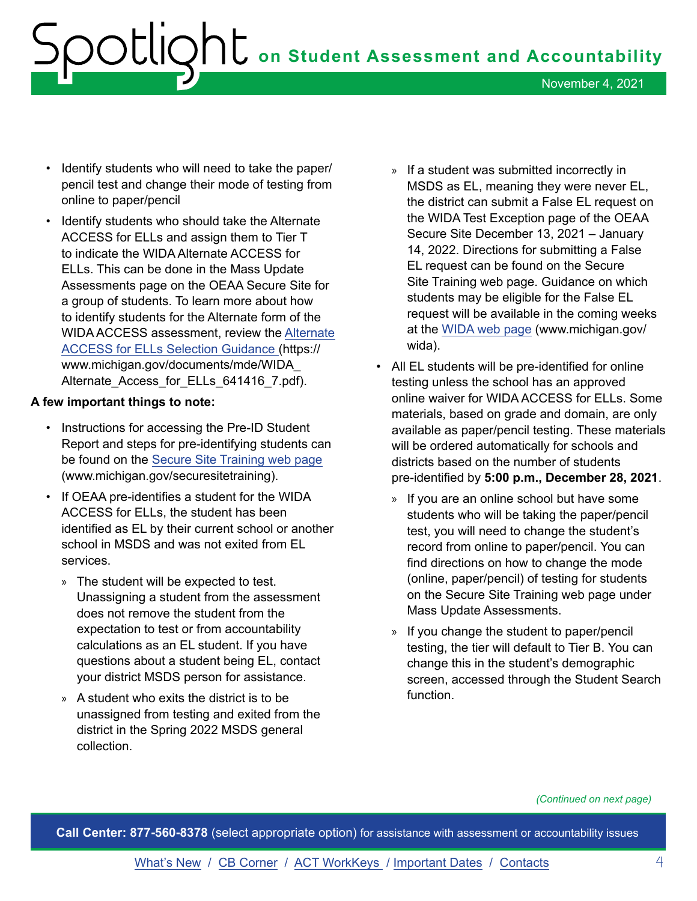- Identify students who will need to take the paper/pencil test and change their mode of testing from online to paper/pencil
- Identify students who should take the Alternate ACCESS for ELLs and assign them to Tier T to indicate the WIDA Alternate ACCESS for ELLs. This can be done in the Mass Update Assessments page on the OEAA Secure Site for a group of students. To learn more about how to identify students for the Alternate form of the WIDA ACCESS assessment, review the Alternate ACCESS for ELLs Selection Guidance (https://www.michigan.gov/documents/mde/WIDA_Alternate_Access_for_ELLs_641416_7.pdf).

**A few important things to note:**

- Instructions for accessing the Pre-ID Student Report and steps for pre-identifying students can be found on the Secure Site Training web page (www.michigan.gov/securesitetraining).
- If OEAA pre-identifies a student for the WIDA ACCESS for ELLs, the student has been identified as EL by their current school or another school in MSDS and was not exited from EL services.
    - The student will be expected to test. Unassigning a student from the assessment does not remove the student from the expectation to test or from accountability calculations as an EL student. If you have questions about a student being EL, contact your district MSDS person for assistance.
    - A student who exits the district is to be unassigned from testing and exited from the district in the Spring 2022 MSDS general collection.
    - If a student was submitted incorrectly in MSDS as EL, meaning they were never EL, the district can submit a False EL request on the WIDA Test Exception page of the OEAA Secure Site December 13, 2021 – January 14, 2022. Directions for submitting a False EL request can be found on the Secure Site Training web page. Guidance on which students may be eligible for the False EL request will be available in the coming weeks at the WIDA web page (www.michigan.gov/wida).
- All EL students will be pre-identified for online testing unless the school has an approved online waiver for WIDA ACCESS for ELLs. Some materials, based on grade and domain, are only available as paper/pencil testing. These materials will be ordered automatically for schools and districts based on the number of students pre-identified by **5:00 p.m., December 28, 2021**.
    - If you are an online school but have some students who will be taking the paper/pencil test, you will need to change the student's record from online to paper/pencil. You can find directions on how to change the mode (online, paper/pencil) of testing for students on the Secure Site Training web page under Mass Update Assessments.
    - If you change the student to paper/pencil testing, the tier will default to Tier B. You can change this in the student's demographic screen, accessed through the Student Search function.

*(Continued on next page)*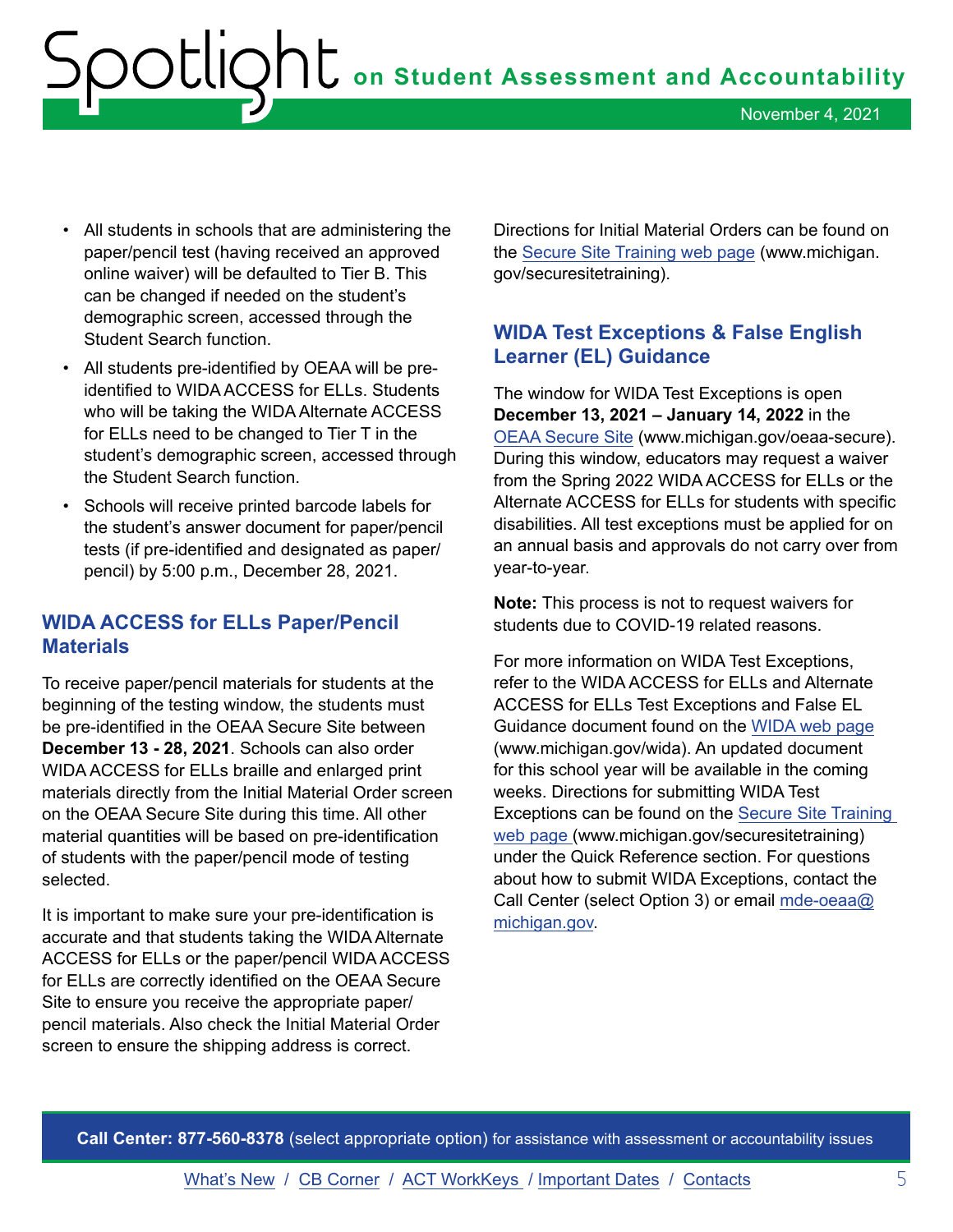- All students in schools that are administering the paper/pencil test (having received an approved online waiver) will be defaulted to Tier B. This can be changed if needed on the student's demographic screen, accessed through the Student Search function.
- All students pre-identified by OEAA will be pre-identified to WIDA ACCESS for ELLs. Students who will be taking the WIDA Alternate ACCESS for ELLs need to be changed to Tier T in the student's demographic screen, accessed through the Student Search function.
- Schools will receive printed barcode labels for the student's answer document for paper/pencil tests (if pre-identified and designated as paper/pencil) by 5:00 p.m., December 28, 2021.

## WIDA ACCESS for ELLs Paper/Pencil Materials

To receive paper/pencil materials for students at the beginning of the testing window, the students must be pre-identified in the OEAA Secure Site between **December 13 - 28, 2021**. Schools can also order WIDA ACCESS for ELLs braille and enlarged print materials directly from the Initial Material Order screen on the OEAA Secure Site during this time. All other material quantities will be based on pre-identification of students with the paper/pencil mode of testing selected.

It is important to make sure your pre-identification is accurate and that students taking the WIDA Alternate ACCESS for ELLs or the paper/pencil WIDA ACCESS for ELLs are correctly identified on the OEAA Secure Site to ensure you receive the appropriate paper/pencil materials. Also check the Initial Material Order screen to ensure the shipping address is correct.

Directions for Initial Material Orders can be found on the Secure Site Training web page (www.michigan.gov/securesitetraining).

## WIDA Test Exceptions & False English Learner (EL) Guidance

The window for WIDA Test Exceptions is open **December 13, 2021 – January 14, 2022** in the OEAA Secure Site (www.michigan.gov/oeaa-secure). During this window, educators may request a waiver from the Spring 2022 WIDA ACCESS for ELLs or the Alternate ACCESS for ELLs for students with specific disabilities. All test exceptions must be applied for on an annual basis and approvals do not carry over from year-to-year.

**Note:** This process is not to request waivers for students due to COVID-19 related reasons.

For more information on WIDA Test Exceptions, refer to the WIDA ACCESS for ELLs and Alternate ACCESS for ELLs Test Exceptions and False EL Guidance document found on the WIDA web page (www.michigan.gov/wida). An updated document for this school year will be available in the coming weeks. Directions for submitting WIDA Test Exceptions can be found on the Secure Site Training web page (www.michigan.gov/securesitetraining) under the Quick Reference section. For questions about how to submit WIDA Exceptions, contact the Call Center (select Option 3) or email mde-oeaa@michigan.gov.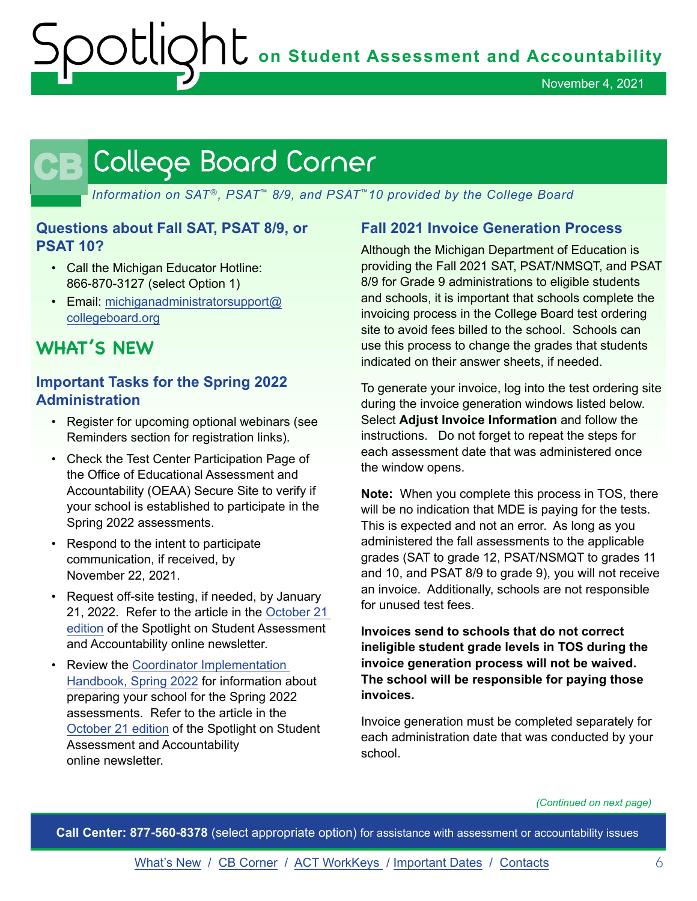# College Board Corner

*Information on SAT®, PSAT™ 8/9, and PSAT™10 provided by the College Board*

### Questions about Fall SAT, PSAT 8/9, or PSAT 10?

- Call the Michigan Educator Hotline: 866-870-3127 (select Option 1)
- Email: michiganadministratorsupport@collegeboard.org

## WHAT'S NEW

### Important Tasks for the Spring 2022 Administration

- Register for upcoming optional webinars (see Reminders section for registration links).
- Check the Test Center Participation Page of the Office of Educational Assessment and Accountability (OEAA) Secure Site to verify if your school is established to participate in the Spring 2022 assessments.
- Respond to the intent to participate communication, if received, by November 22, 2021.
- Request off-site testing, if needed, by January 21, 2022. Refer to the article in the October 21 edition of the Spotlight on Student Assessment and Accountability online newsletter.
- Review the Coordinator Implementation Handbook, Spring 2022 for information about preparing your school for the Spring 2022 assessments. Refer to the article in the October 21 edition of the Spotlight on Student Assessment and Accountability online newsletter.

### Fall 2021 Invoice Generation Process

Although the Michigan Department of Education is providing the Fall 2021 SAT, PSAT/NMSQT, and PSAT 8/9 for Grade 9 administrations to eligible students and schools, it is important that schools complete the invoicing process in the College Board test ordering site to avoid fees billed to the school. Schools can use this process to change the grades that students indicated on their answer sheets, if needed.

To generate your invoice, log into the test ordering site during the invoice generation windows listed below. Select **Adjust Invoice Information** and follow the instructions. Do not forget to repeat the steps for each assessment date that was administered once the window opens.

**Note:** When you complete this process in TOS, there will be no indication that MDE is paying for the tests. This is expected and not an error. As long as you administered the fall assessments to the applicable grades (SAT to grade 12, PSAT/NSMQT to grades 11 and 10, and PSAT 8/9 to grade 9), you will not receive an invoice. Additionally, schools are not responsible for unused test fees.

**Invoices send to schools that do not correct ineligible student grade levels in TOS during the invoice generation process will not be waived. The school will be responsible for paying those invoices.**

Invoice generation must be completed separately for each administration date that was conducted by your school.

*(Continued on next page)*

**Call Center: 877-560-8378** (select appropriate option) for assistance with assessment or accountability issues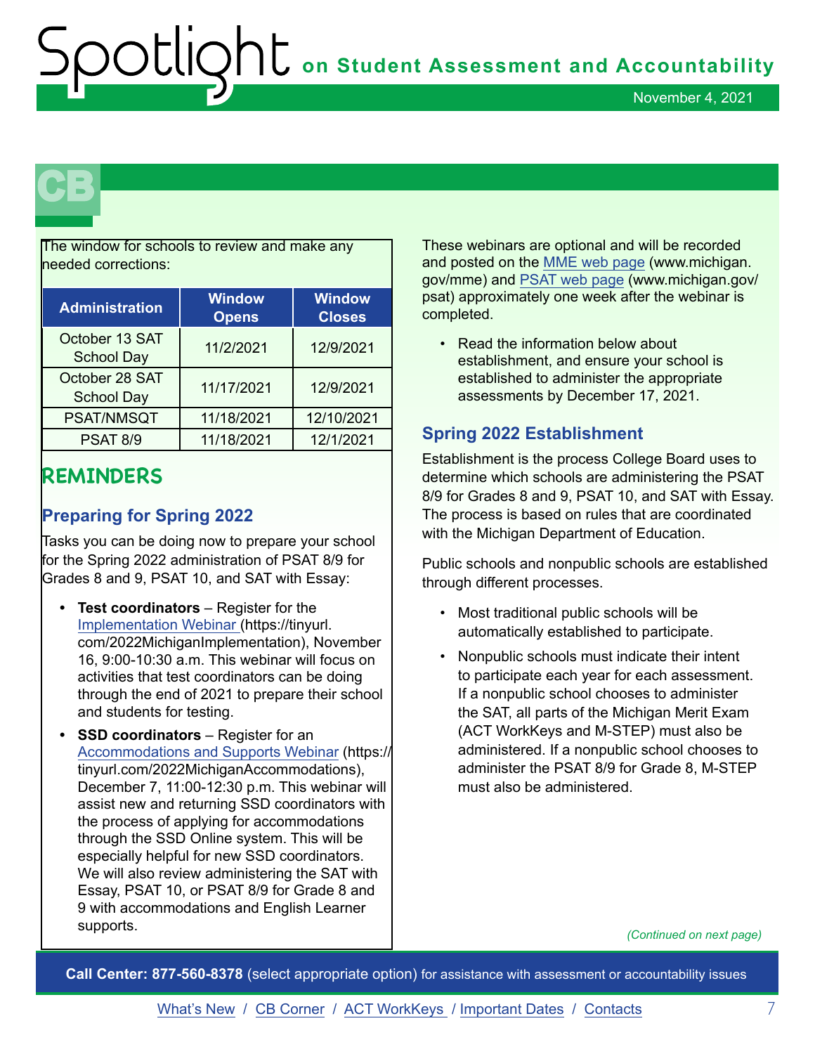The window for schools to review and make any needed corrections:

| Administration | Window Opens | Window Closes |
| --- | --- | --- |
| October 13 SAT School Day | 11/2/2021 | 12/9/2021 |
| October 28 SAT School Day | 11/17/2021 | 12/9/2021 |
| PSAT/NMSQT | 11/18/2021 | 12/10/2021 |
| PSAT 8/9 | 11/18/2021 | 12/1/2021 |

## REMINDERS

### Preparing for Spring 2022

Tasks you can be doing now to prepare your school for the Spring 2022 administration of PSAT 8/9 for Grades 8 and 9, PSAT 10, and SAT with Essay:

- **Test coordinators** – Register for the Implementation Webinar (https://tinyurl.com/2022MichiganImplementation), November 16, 9:00-10:30 a.m. This webinar will focus on activities that test coordinators can be doing through the end of 2021 to prepare their school and students for testing.
- **SSD coordinators** – Register for an Accommodations and Supports Webinar (https://tinyurl.com/2022MichiganAccommodations), December 7, 11:00-12:30 p.m. This webinar will assist new and returning SSD coordinators with the process of applying for accommodations through the SSD Online system. This will be especially helpful for new SSD coordinators. We will also review administering the SAT with Essay, PSAT 10, or PSAT 8/9 for Grade 8 and 9 with accommodations and English Learner supports.

These webinars are optional and will be recorded and posted on the MME web page (www.michigan.gov/mme) and PSAT web page (www.michigan.gov/psat) approximately one week after the webinar is completed.

- Read the information below about establishment, and ensure your school is established to administer the appropriate assessments by December 17, 2021.

### Spring 2022 Establishment

Establishment is the process College Board uses to determine which schools are administering the PSAT 8/9 for Grades 8 and 9, PSAT 10, and SAT with Essay. The process is based on rules that are coordinated with the Michigan Department of Education.

Public schools and nonpublic schools are established through different processes.

- Most traditional public schools will be automatically established to participate.
- Nonpublic schools must indicate their intent to participate each year for each assessment. If a nonpublic school chooses to administer the SAT, all parts of the Michigan Merit Exam (ACT WorkKeys and M-STEP) must also be administered. If a nonpublic school chooses to administer the PSAT 8/9 for Grade 8, M-STEP must also be administered.

*(Continued on next page)*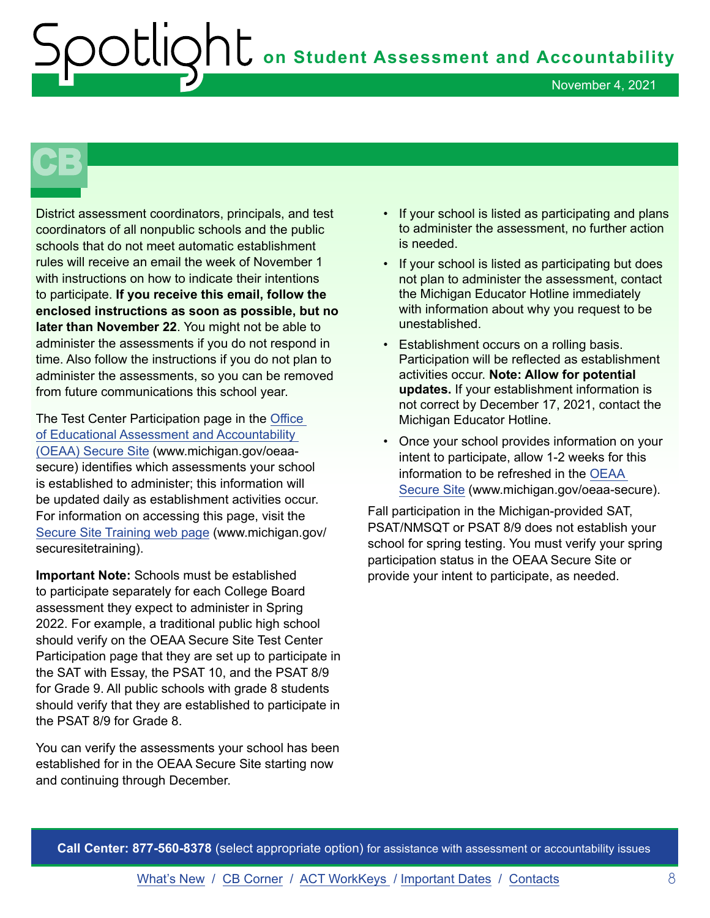District assessment coordinators, principals, and test coordinators of all nonpublic schools and the public schools that do not meet automatic establishment rules will receive an email the week of November 1 with instructions on how to indicate their intentions to participate. **If you receive this email, follow the enclosed instructions as soon as possible, but no later than November 22**. You might not be able to administer the assessments if you do not respond in time. Also follow the instructions if you do not plan to administer the assessments, so you can be removed from future communications this school year.

The Test Center Participation page in the Office of Educational Assessment and Accountability (OEAA) Secure Site (www.michigan.gov/oeaa-secure) identifies which assessments your school is established to administer; this information will be updated daily as establishment activities occur. For information on accessing this page, visit the Secure Site Training web page (www.michigan.gov/securesitetraining).

**Important Note:** Schools must be established to participate separately for each College Board assessment they expect to administer in Spring 2022. For example, a traditional public high school should verify on the OEAA Secure Site Test Center Participation page that they are set up to participate in the SAT with Essay, the PSAT 10, and the PSAT 8/9 for Grade 9. All public schools with grade 8 students should verify that they are established to participate in the PSAT 8/9 for Grade 8.

You can verify the assessments your school has been established for in the OEAA Secure Site starting now and continuing through December.

- If your school is listed as participating and plans to administer the assessment, no further action is needed.
- If your school is listed as participating but does not plan to administer the assessment, contact the Michigan Educator Hotline immediately with information about why you request to be unestablished.
- Establishment occurs on a rolling basis. Participation will be reflected as establishment activities occur. **Note: Allow for potential updates.** If your establishment information is not correct by December 17, 2021, contact the Michigan Educator Hotline.
- Once your school provides information on your intent to participate, allow 1-2 weeks for this information to be refreshed in the OEAA Secure Site (www.michigan.gov/oeaa-secure).

Fall participation in the Michigan-provided SAT, PSAT/NMSQT or PSAT 8/9 does not establish your school for spring testing. You must verify your spring participation status in the OEAA Secure Site or provide your intent to participate, as needed.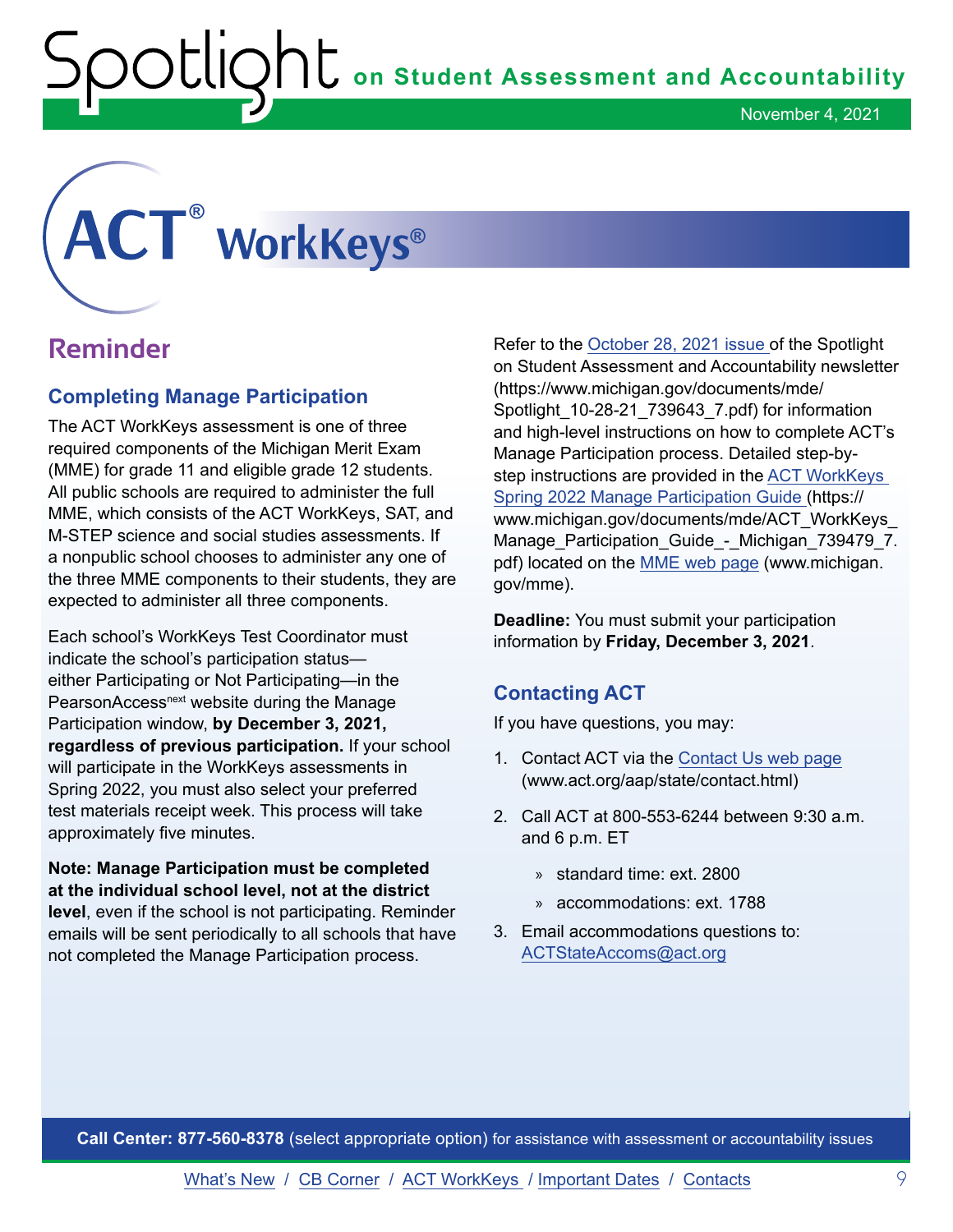# ACT® WorkKeys®

## Reminder

### Completing Manage Participation

The ACT WorkKeys assessment is one of three required components of the Michigan Merit Exam (MME) for grade 11 and eligible grade 12 students. All public schools are required to administer the full MME, which consists of the ACT WorkKeys, SAT, and M-STEP science and social studies assessments. If a nonpublic school chooses to administer any one of the three MME components to their students, they are expected to administer all three components.

Each school's WorkKeys Test Coordinator must indicate the school's participation status—either Participating or Not Participating—in the PearsonAccess[next] website during the Manage Participation window, **by December 3, 2021, regardless of previous participation.** If your school will participate in the WorkKeys assessments in Spring 2022, you must also select your preferred test materials receipt week. This process will take approximately five minutes.

**Note: Manage Participation must be completed at the individual school level, not at the district level**, even if the school is not participating. Reminder emails will be sent periodically to all schools that have not completed the Manage Participation process.

Refer to the October 28, 2021 issue of the Spotlight on Student Assessment and Accountability newsletter (https://www.michigan.gov/documents/mde/Spotlight_10-28-21_739643_7.pdf) for information and high-level instructions on how to complete ACT's Manage Participation process. Detailed step-by-step instructions are provided in the ACT WorkKeys Spring 2022 Manage Participation Guide (https://www.michigan.gov/documents/mde/ACT_WorkKeys_Manage_Participation_Guide_-_Michigan_739479_7.pdf) located on the MME web page (www.michigan.gov/mme).

**Deadline:** You must submit your participation information by **Friday, December 3, 2021**.

### Contacting ACT

If you have questions, you may:

1. Contact ACT via the Contact Us web page (www.act.org/aap/state/contact.html)
2. Call ACT at 800-553-6244 between 9:30 a.m. and 6 p.m. ET
   - standard time: ext. 2800
   - accommodations: ext. 1788
3. Email accommodations questions to: ACTStateAccoms@act.org

**Call Center: 877-560-8378** (select appropriate option) for assistance with assessment or accountability issues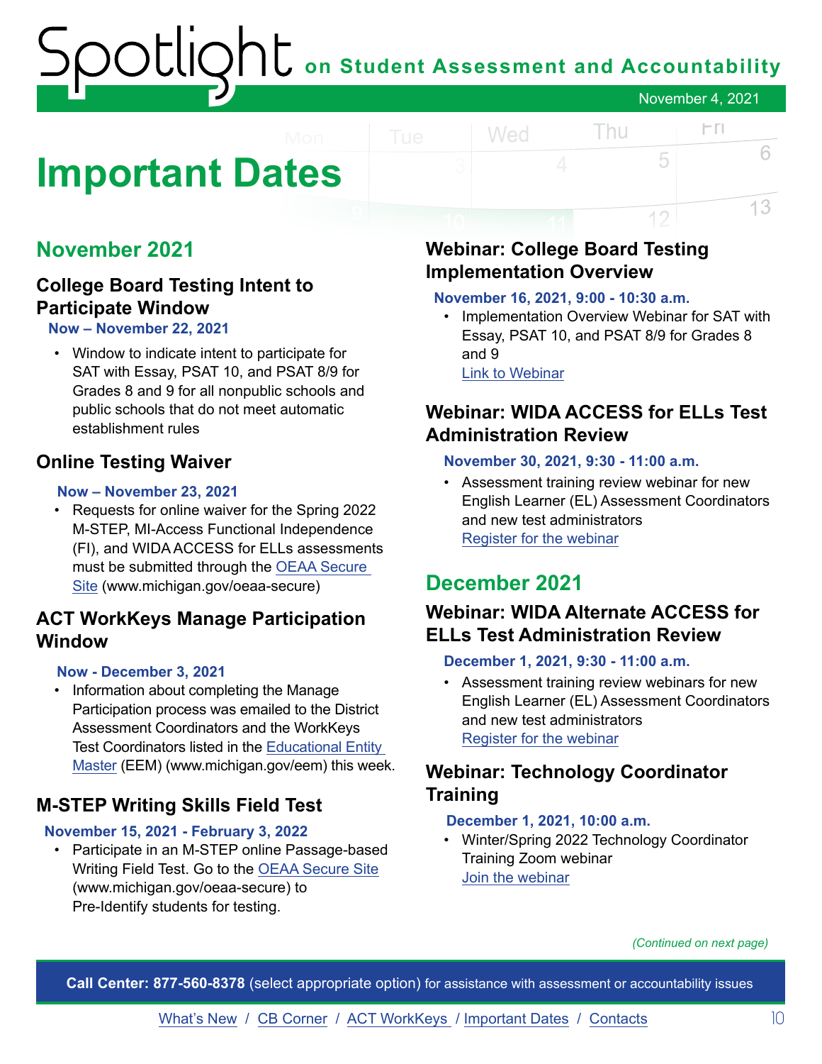# Important Dates

## November 2021

### College Board Testing Intent to Participate Window

**Now – November 22, 2021**

- Window to indicate intent to participate for SAT with Essay, PSAT 10, and PSAT 8/9 for Grades 8 and 9 for all nonpublic schools and public schools that do not meet automatic establishment rules

### Online Testing Waiver

**Now – November 23, 2021**

- Requests for online waiver for the Spring 2022 M-STEP, MI-Access Functional Independence (FI), and WIDA ACCESS for ELLs assessments must be submitted through the OEAA Secure Site (www.michigan.gov/oeaa-secure)

### ACT WorkKeys Manage Participation Window

**Now - December 3, 2021**

- Information about completing the Manage Participation process was emailed to the District Assessment Coordinators and the WorkKeys Test Coordinators listed in the Educational Entity Master (EEM) (www.michigan.gov/eem) this week.

### M-STEP Writing Skills Field Test

**November 15, 2021 - February 3, 2022**

- Participate in an M-STEP online Passage-based Writing Field Test. Go to the OEAA Secure Site (www.michigan.gov/oeaa-secure) to Pre-Identify students for testing.

### Webinar: College Board Testing Implementation Overview

**November 16, 2021, 9:00 - 10:30 a.m.**

- Implementation Overview Webinar for SAT with Essay, PSAT 10, and PSAT 8/9 for Grades 8 and 9
  Link to Webinar

### Webinar: WIDA ACCESS for ELLs Test Administration Review

**November 30, 2021, 9:30 - 11:00 a.m.**

- Assessment training review webinar for new English Learner (EL) Assessment Coordinators and new test administrators
  Register for the webinar

## December 2021

### Webinar: WIDA Alternate ACCESS for ELLs Test Administration Review

**December 1, 2021, 9:30 - 11:00 a.m.**

- Assessment training review webinars for new English Learner (EL) Assessment Coordinators and new test administrators
  Register for the webinar

### Webinar: Technology Coordinator Training

**December 1, 2021, 10:00 a.m.**

- Winter/Spring 2022 Technology Coordinator Training Zoom webinar
  Join the webinar

*(Continued on next page)*

**Call Center: 877-560-8378** (select appropriate option) for assistance with assessment or accountability issues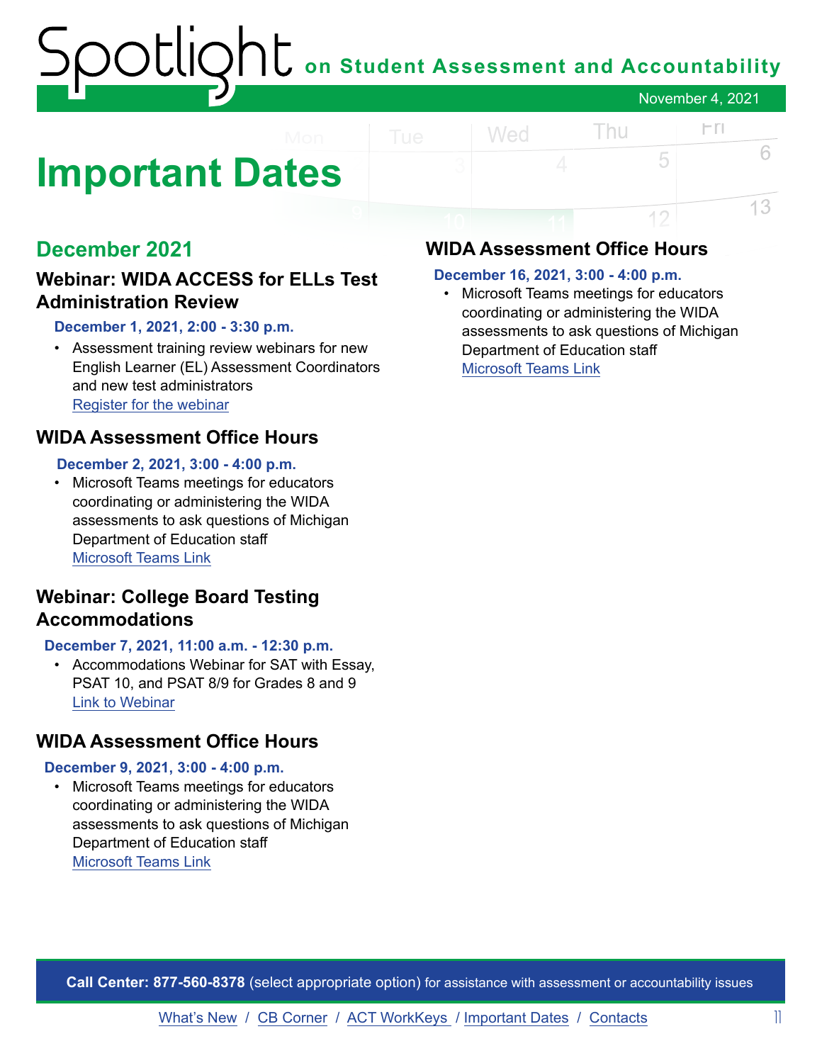# Important Dates

## December 2021

### Webinar: WIDA ACCESS for ELLs Test Administration Review

**December 1, 2021, 2:00 - 3:30 p.m.**

- Assessment training review webinars for new English Learner (EL) Assessment Coordinators and new test administrators
  Register for the webinar

### WIDA Assessment Office Hours

**December 2, 2021, 3:00 - 4:00 p.m.**

- Microsoft Teams meetings for educators coordinating or administering the WIDA assessments to ask questions of Michigan Department of Education staff
  Microsoft Teams Link

### Webinar: College Board Testing Accommodations

**December 7, 2021, 11:00 a.m. - 12:30 p.m.**

- Accommodations Webinar for SAT with Essay, PSAT 10, and PSAT 8/9 for Grades 8 and 9
  Link to Webinar

### WIDA Assessment Office Hours

**December 9, 2021, 3:00 - 4:00 p.m.**

- Microsoft Teams meetings for educators coordinating or administering the WIDA assessments to ask questions of Michigan Department of Education staff
  Microsoft Teams Link

### WIDA Assessment Office Hours

**December 16, 2021, 3:00 - 4:00 p.m.**

- Microsoft Teams meetings for educators coordinating or administering the WIDA assessments to ask questions of Michigan Department of Education staff
  Microsoft Teams Link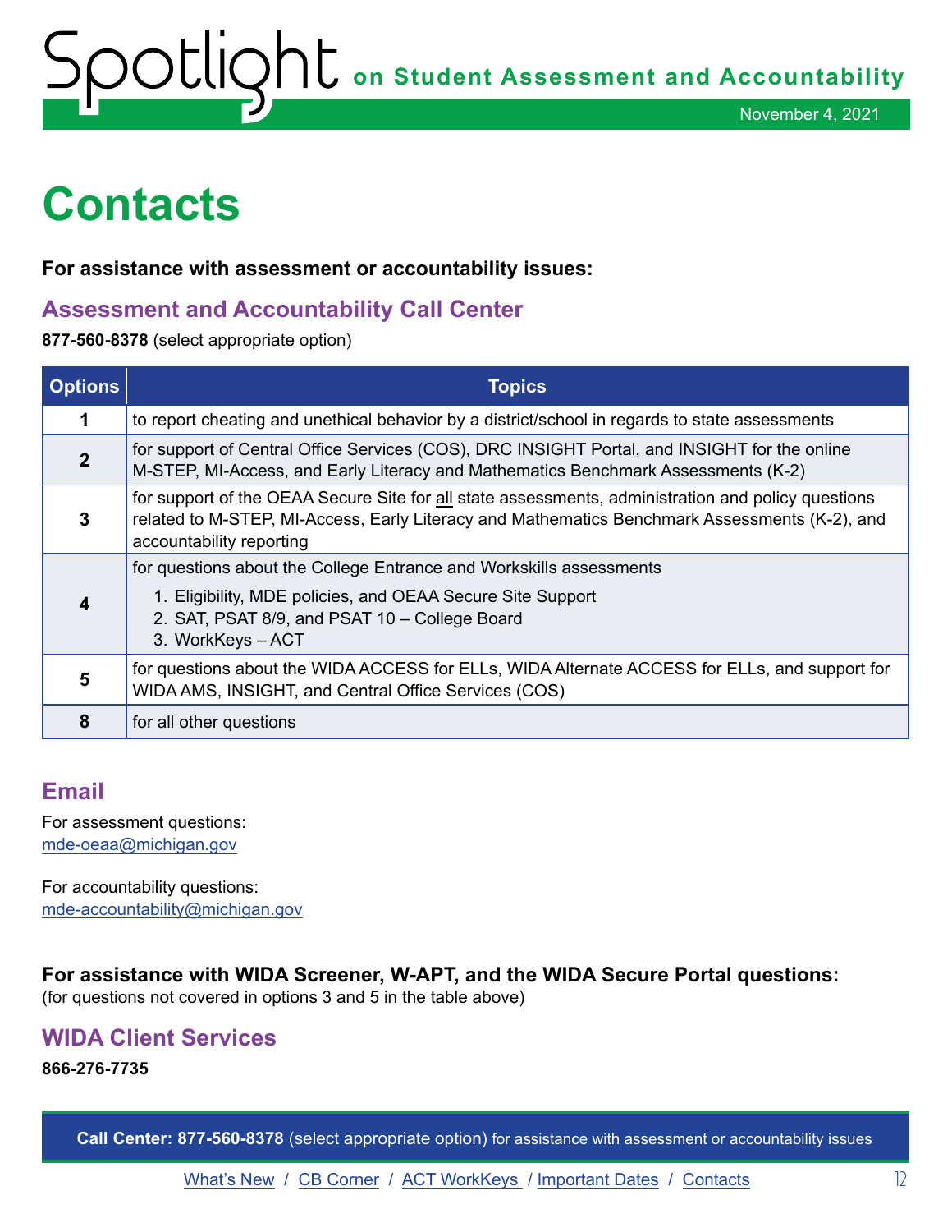# Contacts

**For assistance with assessment or accountability issues:**

## Assessment and Accountability Call Center

**877-560-8378** (select appropriate option)

| Options | Topics |
|---|---|
| **1** | to report cheating and unethical behavior by a district/school in regards to state assessments |
| **2** | for support of Central Office Services (COS), DRC INSIGHT Portal, and INSIGHT for the online M-STEP, MI-Access, and Early Literacy and Mathematics Benchmark Assessments (K-2) |
| **3** | for support of the OEAA Secure Site for all state assessments, administration and policy questions related to M-STEP, MI-Access, Early Literacy and Mathematics Benchmark Assessments (K-2), and accountability reporting |
| **4** | for questions about the College Entrance and Workskills assessments<br>1. Eligibility, MDE policies, and OEAA Secure Site Support<br>2. SAT, PSAT 8/9, and PSAT 10 – College Board<br>3. WorkKeys – ACT |
| **5** | for questions about the WIDA ACCESS for ELLs, WIDA Alternate ACCESS for ELLs, and support for WIDA AMS, INSIGHT, and Central Office Services (COS) |
| **8** | for all other questions |

## Email

For assessment questions:
mde-oeaa@michigan.gov

For accountability questions:
mde-accountability@michigan.gov

**For assistance with WIDA Screener, W-APT, and the WIDA Secure Portal questions:**
(for questions not covered in options 3 and 5 in the table above)

## WIDA Client Services

**866-276-7735**

**Call Center: 877-560-8378** (select appropriate option) for assistance with assessment or accountability issues

What's New / CB Corner / ACT WorkKeys / Important Dates / Contacts